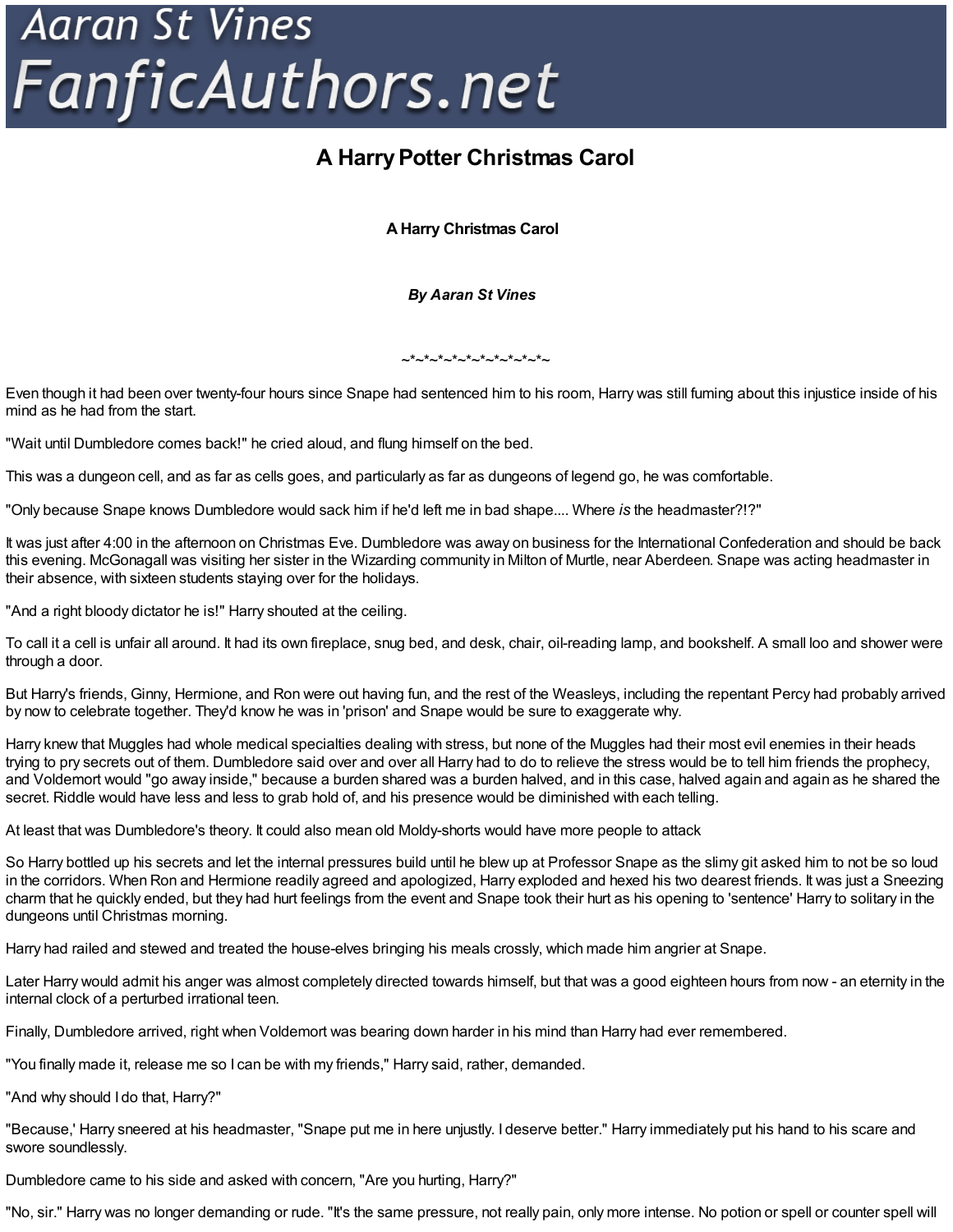# A Harry Potter Christmas Carol

### A Harry Christmas Carol

### *By Aaran St Vines*

~*~*~*~*~*~*~*~*~*~*~

Even though it had been over twenty-four hours since Snape had sentenced him to his room, Harry was still fuming about this injustice inside of his mind as he had from the start.

"Wait until Dumbledore comes back!" he cried aloud, and flung himself on the bed.

This was a dungeon cell, and as far as cells goes, and particularly as far as dungeons of legend go, he was comfortable.

"Only because Snape knows Dumbledore would sack him if he'd left me in bad shape.... Where *is* the headmaster?!?"

It was just after 4:00 in the afternoon on Christmas Eve. Dumbledore was away on business for the International Confederation and should be back this evening. McGonagall was visiting her sister in the Wizarding community in Milton of Murtle, near Aberdeen. Snape was acting headmaster in their absence, with sixteen students staying over for the holidays.

"And a right bloody dictator he is!" Harry shouted at the ceiling.

To call it a cell is unfair all around. It had its own fireplace, snug bed, and desk, chair, oil-reading lamp, and bookshelf. A small loo and shower were through a door.

But Harry's friends, Ginny, Hermione, and Ron were out having fun, and the rest of the Weasleys, including the repentant Percy had probably arrived by now to celebrate together. They'd know he was in 'prison' and Snape would be sure to exaggerate why.

Harry knew that Muggles had whole medical specialties dealing with stress, but none of the Muggles had their most evil enemies in their heads trying to pry secrets out of them. Dumbledore said over and over all Harry had to do to relieve the stress would be to tell him friends the prophecy, and Voldemort would "go away inside," because a burden shared was a burden halved, and in this case, halved again and again as he shared the secret. Riddle would have less and less to grab hold of, and his presence would be diminished with each telling.

At least that was Dumbledore's theory. It could also mean old Moldy-shorts would have more people to attack

So Harry bottled up his secrets and let the internal pressures build until he blew up at Professor Snape as the slimy git asked him to not be so loud in the corridors. When Ron and Hermione readily agreed and apologized, Harry exploded and hexed his two dearest friends. It was just a Sneezing charm that he quickly ended, but they had hurt feelings from the event and Snape took their hurt as his opening to 'sentence' Harry to solitary in the dungeons until Christmas morning.

Harry had railed and stewed and treated the house-elves bringing his meals crossly, which made him angrier at Snape.

Later Harry would admit his anger was almost completely directed towards himself, but that was a good eighteen hours from now - an eternity in the internal clock of a perturbed irrational teen.

Finally, Dumbledore arrived, right when Voldemort was bearing down harder in his mind than Harry had ever remembered.

"You finally made it, release me so I can be with my friends," Harry said, rather, demanded.

"And why should I do that, Harry?"

"Because,' Harry sneered at his headmaster, "Snape put me in here unjustly. I deserve better." Harry immediately put his hand to his scare and swore soundlessly.

Dumbledore came to his side and asked with concern, "Are you hurting, Harry?"

"No, sir." Harry was no longer demanding or rude. "It's the same pressure, not really pain, only more intense. No potion or spell or counter spell will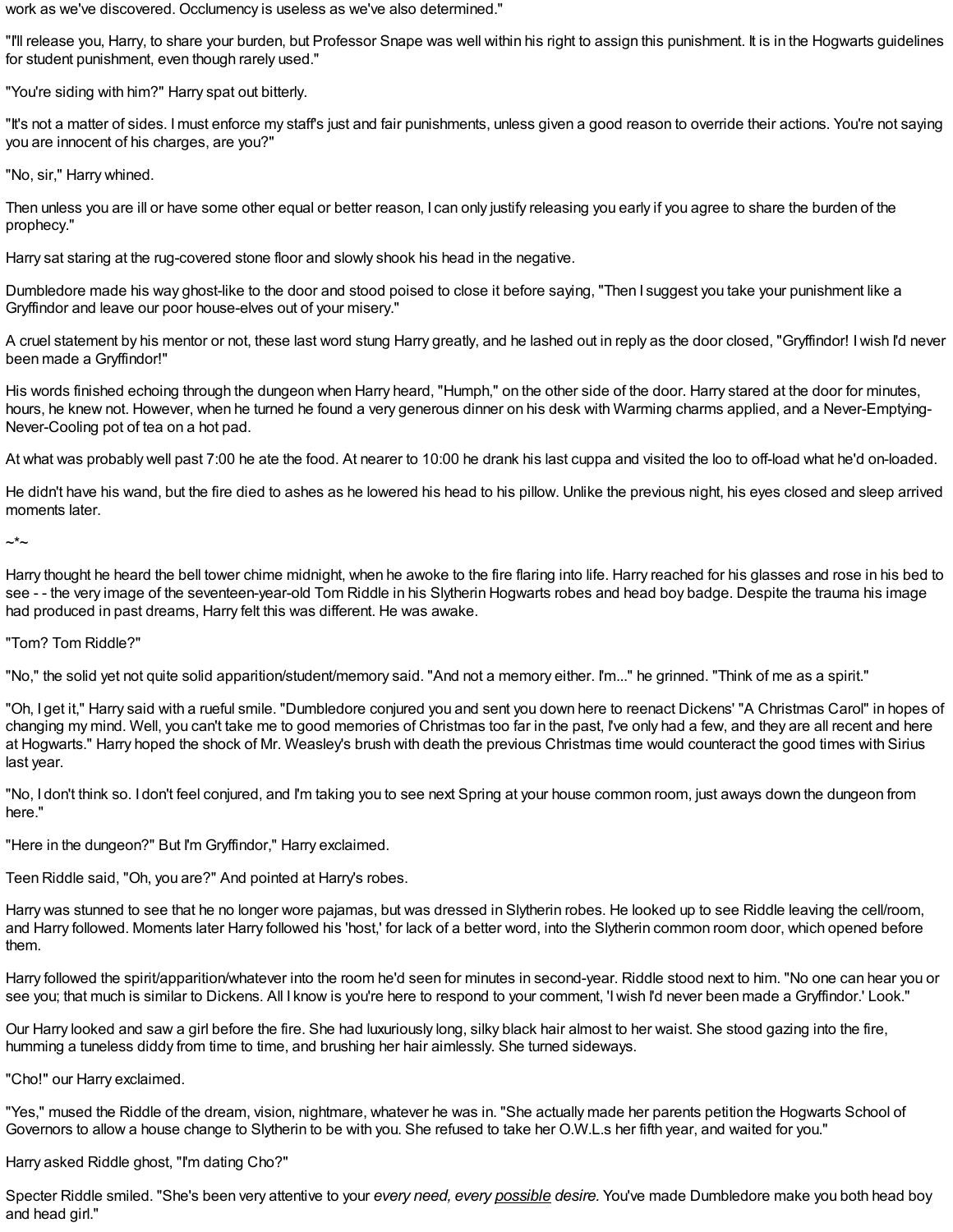work as we've discovered. Occlumency is useless as we've also determined."

"I'll release you, Harry, to share your burden, but Professor Snape was well within his right to assign this punishment. It is in the Hogwarts guidelines for student punishment, even though rarely used."

"You're siding with him?" Harry spat out bitterly.

"It's not a matter of sides. I must enforce my staff's just and fair punishments, unless given a good reason to override their actions. You're not saying you are innocent of his charges, are you?"

"No, sir," Harry whined.

Then unless you are ill or have some other equal or better reason, I can only justify releasing you early if you agree to share the burden of the prophecy."

Harry sat staring at the rug-covered stone floor and slowly shook his head in the negative.

Dumbledore made his way ghost-like to the door and stood poised to close it before saying, "Then I suggest you take your punishment like a Gryffindor and leave our poor house-elves out of your misery."

A cruel statement by his mentor or not, these last word stung Harry greatly, and he lashed out in reply as the door closed, "Gryffindor! I wish I'd never been made a Gryffindor!"

His words finished echoing through the dungeon when Harry heard, "Humph," on the other side of the door. Harry stared at the door for minutes, hours, he knew not. However, when he turned he found a very generous dinner on his desk with Warming charms applied, and a Never-Emptying-Never-Cooling pot of tea on a hot pad.

At what was probably well past 7:00 he ate the food. At nearer to 10:00 he drank his last cuppa and visited the loo to off-load what he'd on-loaded.

He didn't have his wand, but the fire died to ashes as he lowered his head to his pillow. Unlike the previous night, his eyes closed and sleep arrived moments later.

~*~

Harry thought he heard the bell tower chime midnight, when he awoke to the fire flaring into life. Harry reached for his glasses and rose in his bed to see - - the very image of the seventeen-year-old Tom Riddle in his Slytherin Hogwarts robes and head boy badge. Despite the trauma his image had produced in past dreams, Harry felt this was different. He was awake.

"Tom? Tom Riddle?"

"No," the solid yet not quite solid apparition/student/memory said. "And not a memory either. I'm..." he grinned. "Think of me as a spirit."

"Oh, I get it," Harry said with a rueful smile. "Dumbledore conjured you and sent you down here to reenact Dickens' "A Christmas Carol" in hopes of changing my mind. Well, you can't take me to good memories of Christmas too far in the past, I've only had a few, and they are all recent and here at Hogwarts." Harry hoped the shock of Mr. Weasley's brush with death the previous Christmas time would counteract the good times with Sirius last year.

"No, I don't think so. I don't feel conjured, and I'm taking you to see next Spring at your house common room, just aways down the dungeon from here."

"Here in the dungeon?" But I'm Gryffindor," Harry exclaimed.

Teen Riddle said, "Oh, you are?" And pointed at Harry's robes.

Harry was stunned to see that he no longer wore pajamas, but was dressed in Slytherin robes. He looked up to see Riddle leaving the cell/room, and Harry followed. Moments later Harry followed his 'host,' for lack of a better word, into the Slytherin common room door, which opened before them.

Harry followed the spirit/apparition/whatever into the room he'd seen for minutes in second-year. Riddle stood next to him. "No one can hear you or see you; that much is similar to Dickens. All I know is you're here to respond to your comment, 'I wish I'd never been made a Gryffindor.' Look."

Our Harry looked and saw a girl before the fire. She had luxuriously long, silky black hair almost to her waist. She stood gazing into the fire, humming a tuneless diddy from time to time, and brushing her hair aimlessly. She turned sideways.

"Cho!" our Harry exclaimed.

"Yes," mused the Riddle of the dream, vision, nightmare, whatever he was in. "She actually made her parents petition the Hogwarts School of Governors to allow a house change to Slytherin to be with you. She refused to take her O.W.L.s her fifth year, and waited for you."

Harry asked Riddle ghost, "I'm dating Cho?"

Specter Riddle smiled. "She's been very attentive to your *every need, every <u>possible</u> desire.* You've made Dumbledore make you both head boy and head girl."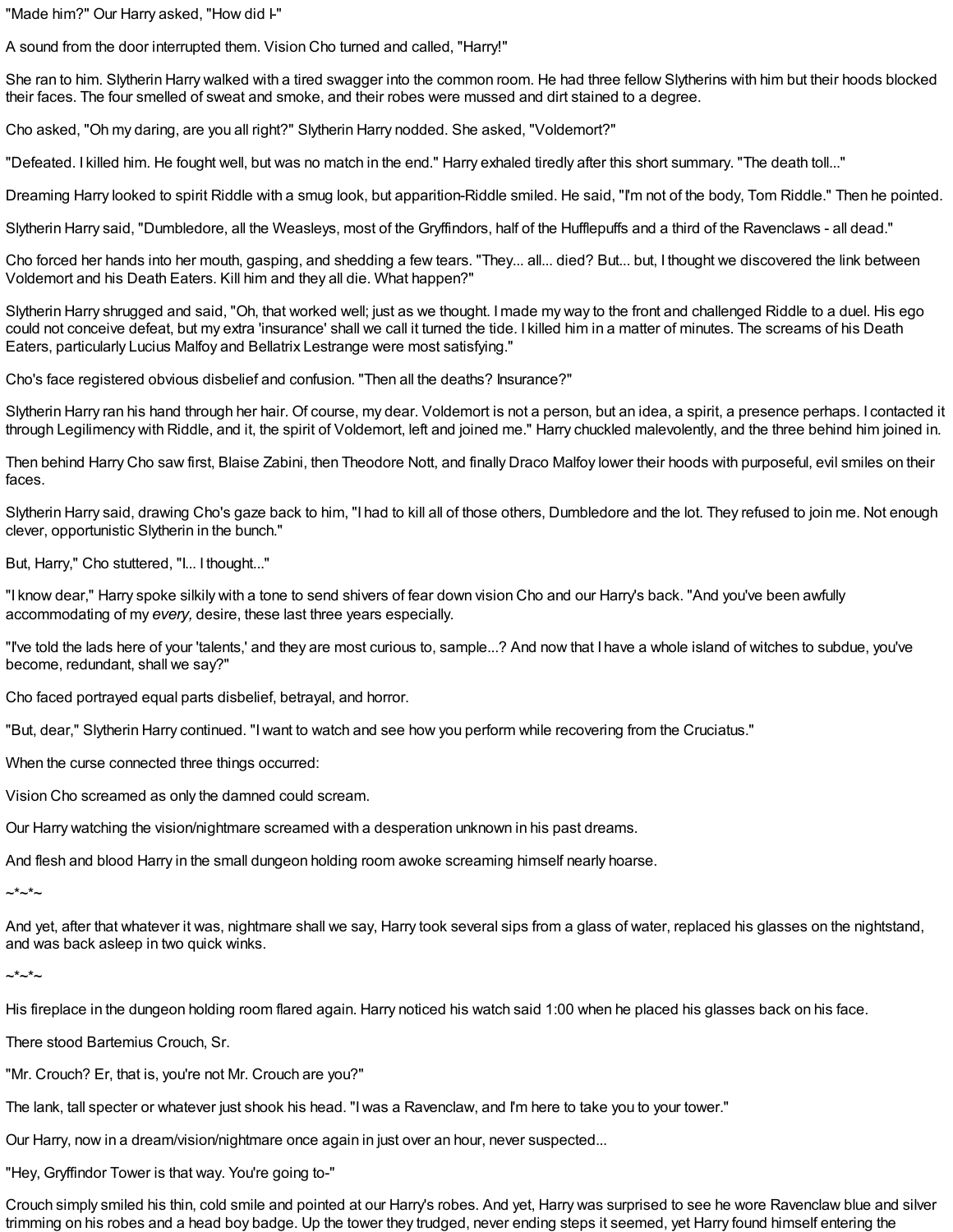"Made him?" Our Harry asked, "How did I-"

A sound from the door interrupted them. Vision Cho turned and called, "Harry!"

She ran to him. Slytherin Harry walked with a tired swagger into the common room. He had three fellow Slytherins with him but their hoods blocked their faces. The four smelled of sweat and smoke, and their robes were mussed and dirt stained to a degree.

Cho asked, "Oh my daring, are you all right?" Slytherin Harry nodded. She asked, "Voldemort?"

"Defeated. I killed him. He fought well, but was no match in the end." Harry exhaled tiredly after this short summary. "The death toll..."

Dreaming Harry looked to spirit Riddle with a smug look, but apparition-Riddle smiled. He said, "I'm not of the body, Tom Riddle." Then he pointed.

Slytherin Harry said, "Dumbledore, all the Weasleys, most of the Gryffindors, half of the Hufflepuffs and a third of the Ravenclaws - all dead."

Cho forced her hands into her mouth, gasping, and shedding a few tears. "They... all... died? But... but, I thought we discovered the link between Voldemort and his Death Eaters. Kill him and they all die. What happen?"

Slytherin Harry shrugged and said, "Oh, that worked well; just as we thought. I made my way to the front and challenged Riddle to a duel. His ego could not conceive defeat, but my extra 'insurance' shall we call it turned the tide. I killed him in a matter of minutes. The screams of his Death Eaters, particularly Lucius Malfoy and Bellatrix Lestrange were most satisfying."

Cho's face registered obvious disbelief and confusion. "Then all the deaths? Insurance?"

Slytherin Harry ran his hand through her hair. Of course, my dear. Voldemort is not a person, but an idea, a spirit, a presence perhaps. I contacted it through Legilimency with Riddle, and it, the spirit of Voldemort, left and joined me." Harry chuckled malevolently, and the three behind him joined in.

Then behind Harry Cho saw first, Blaise Zabini, then Theodore Nott, and finally Draco Malfoy lower their hoods with purposeful, evil smiles on their faces.

Slytherin Harry said, drawing Cho's gaze back to him, "I had to kill all of those others, Dumbledore and the lot. They refused to join me. Not enough clever, opportunistic Slytherin in the bunch."

But, Harry," Cho stuttered, "I... I thought..."

"I know dear," Harry spoke silkily with a tone to send shivers of fear down vision Cho and our Harry's back. "And you've been awfully accommodating of my *every,* desire, these last three years especially.

"I've told the lads here of your 'talents,' and they are most curious to, sample...? And now that I have a whole island of witches to subdue, you've become, redundant, shall we say?"

Cho faced portrayed equal parts disbelief, betrayal, and horror.

"But, dear," Slytherin Harry continued. "I want to watch and see how you perform while recovering from the Cruciatus."

When the curse connected three things occurred:

Vision Cho screamed as only the damned could scream.

Our Harry watching the vision/nightmare screamed with a desperation unknown in his past dreams.

And flesh and blood Harry in the small dungeon holding room awoke screaming himself nearly hoarse.

~*~*~

And yet, after that whatever it was, nightmare shall we say, Harry took several sips from a glass of water, replaced his glasses on the nightstand, and was back asleep in two quick winks.

~*~*~

His fireplace in the dungeon holding room flared again. Harry noticed his watch said 1:00 when he placed his glasses back on his face.

There stood Bartemius Crouch, Sr.

"Mr. Crouch? Er, that is, you're not Mr. Crouch are you?"

The lank, tall specter or whatever just shook his head. "I was a Ravenclaw, and I'm here to take you to your tower."

Our Harry, now in a dream/vision/nightmare once again in just over an hour, never suspected...

"Hey, Gryffindor Tower is that way. You're going to-"

Crouch simply smiled his thin, cold smile and pointed at our Harry's robes. And yet, Harry was surprised to see he wore Ravenclaw blue and silver trimming on his robes and a head boy badge. Up the tower they trudged, never ending steps it seemed, yet Harry found himself entering the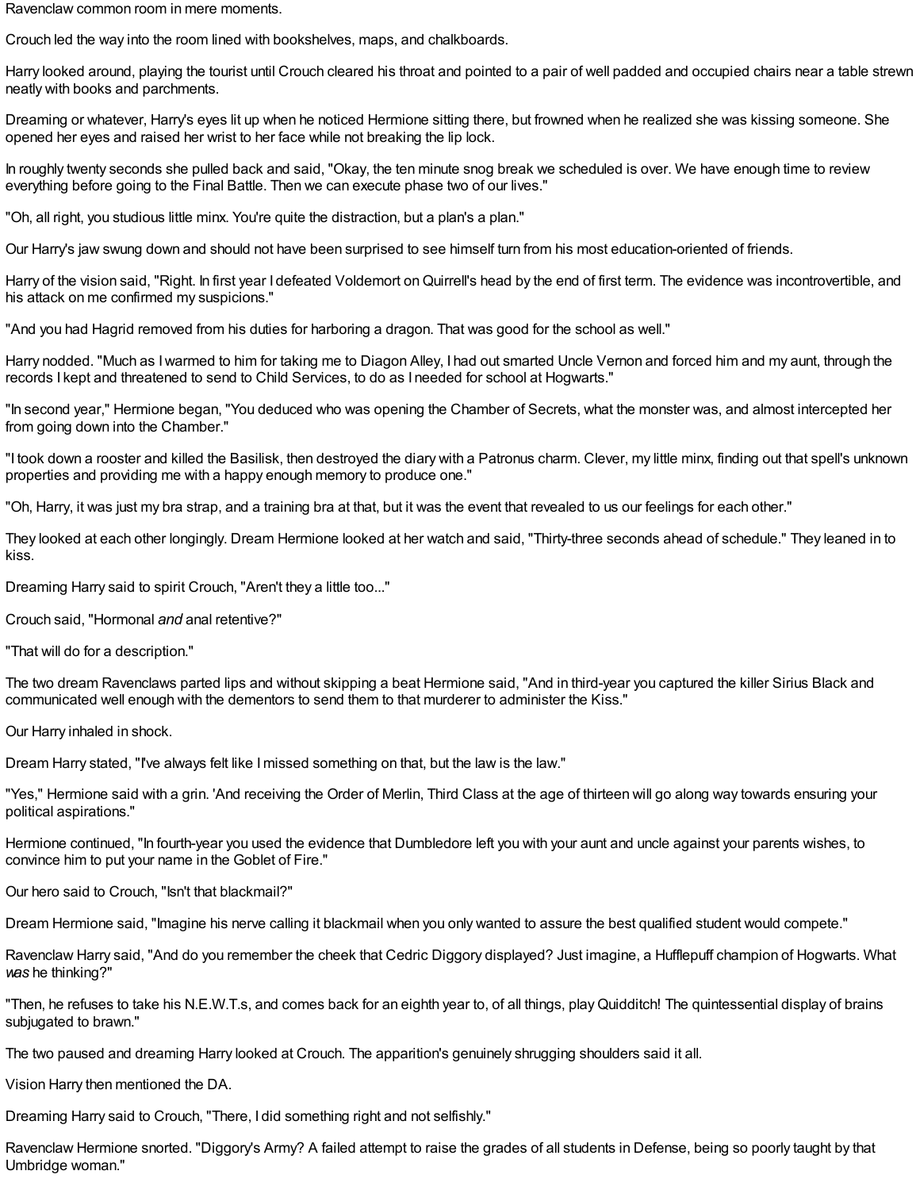Ravenclaw common room in mere moments.

Crouch led the way into the room lined with bookshelves, maps, and chalkboards.

Harry looked around, playing the tourist until Crouch cleared his throat and pointed to a pair of well padded and occupied chairs near a table strewn neatly with books and parchments.

Dreaming or whatever, Harry's eyes lit up when he noticed Hermione sitting there, but frowned when he realized she was kissing someone. She opened her eyes and raised her wrist to her face while not breaking the lip lock.

In roughly twenty seconds she pulled back and said, "Okay, the ten minute snog break we scheduled is over. We have enough time to review everything before going to the Final Battle. Then we can execute phase two of our lives."

"Oh, all right, you studious little minx. You're quite the distraction, but a plan's a plan."

Our Harry's jaw swung down and should not have been surprised to see himself turn from his most education-oriented of friends.

Harry of the vision said, "Right. In first year I defeated Voldemort on Quirrell's head by the end of first term. The evidence was incontrovertible, and his attack on me confirmed my suspicions."

"And you had Hagrid removed from his duties for harboring a dragon. That was good for the school as well."

Harry nodded. "Much as I warmed to him for taking me to Diagon Alley, I had out smarted Uncle Vernon and forced him and my aunt, through the records I kept and threatened to send to Child Services, to do as I needed for school at Hogwarts."

"In second year," Hermione began, "You deduced who was opening the Chamber of Secrets, what the monster was, and almost intercepted her from going down into the Chamber."

"I took down a rooster and killed the Basilisk, then destroyed the diary with a Patronus charm. Clever, my little minx, finding out that spell's unknown properties and providing me with a happy enough memory to produce one."

"Oh, Harry, it was just my bra strap, and a training bra at that, but it was the event that revealed to us our feelings for each other."

They looked at each other longingly. Dream Hermione looked at her watch and said, "Thirty-three seconds ahead of schedule." They leaned in to kiss.

Dreaming Harry said to spirit Crouch, "Aren't they a little too..."

Crouch said, "Hormonal *and* anal retentive?"

"That will do for a description."

The two dream Ravenclaws parted lips and without skipping a beat Hermione said, "And in third-year you captured the killer Sirius Black and communicated well enough with the dementors to send them to that murderer to administer the Kiss."

Our Harry inhaled in shock.

Dream Harry stated, "I've always felt like I missed something on that, but the law is the law."

"Yes," Hermione said with a grin. 'And receiving the Order of Merlin, Third Class at the age of thirteen will go along way towards ensuring your political aspirations."

Hermione continued, "In fourth-year you used the evidence that Dumbledore left you with your aunt and uncle against your parents wishes, to convince him to put your name in the Goblet of Fire."

Our hero said to Crouch, "Isn't that blackmail?"

Dream Hermione said, "Imagine his nerve calling it blackmail when you only wanted to assure the best qualified student would compete."

Ravenclaw Harry said, "And do you remember the cheek that Cedric Diggory displayed? Just imagine, a Hufflepuff champion of Hogwarts. What *was* he thinking?"

"Then, he refuses to take his N.E.W.T.s, and comes back for an eighth year to, of all things, play Quidditch! The quintessential display of brains subjugated to brawn."

The two paused and dreaming Harry looked at Crouch. The apparition's genuinely shrugging shoulders said it all.

Vision Harry then mentioned the DA.

Dreaming Harry said to Crouch, "There, I did something right and not selfishly."

Ravenclaw Hermione snorted. "Diggory's Army? A failed attempt to raise the grades of all students in Defense, being so poorly taught by that Umbridge woman."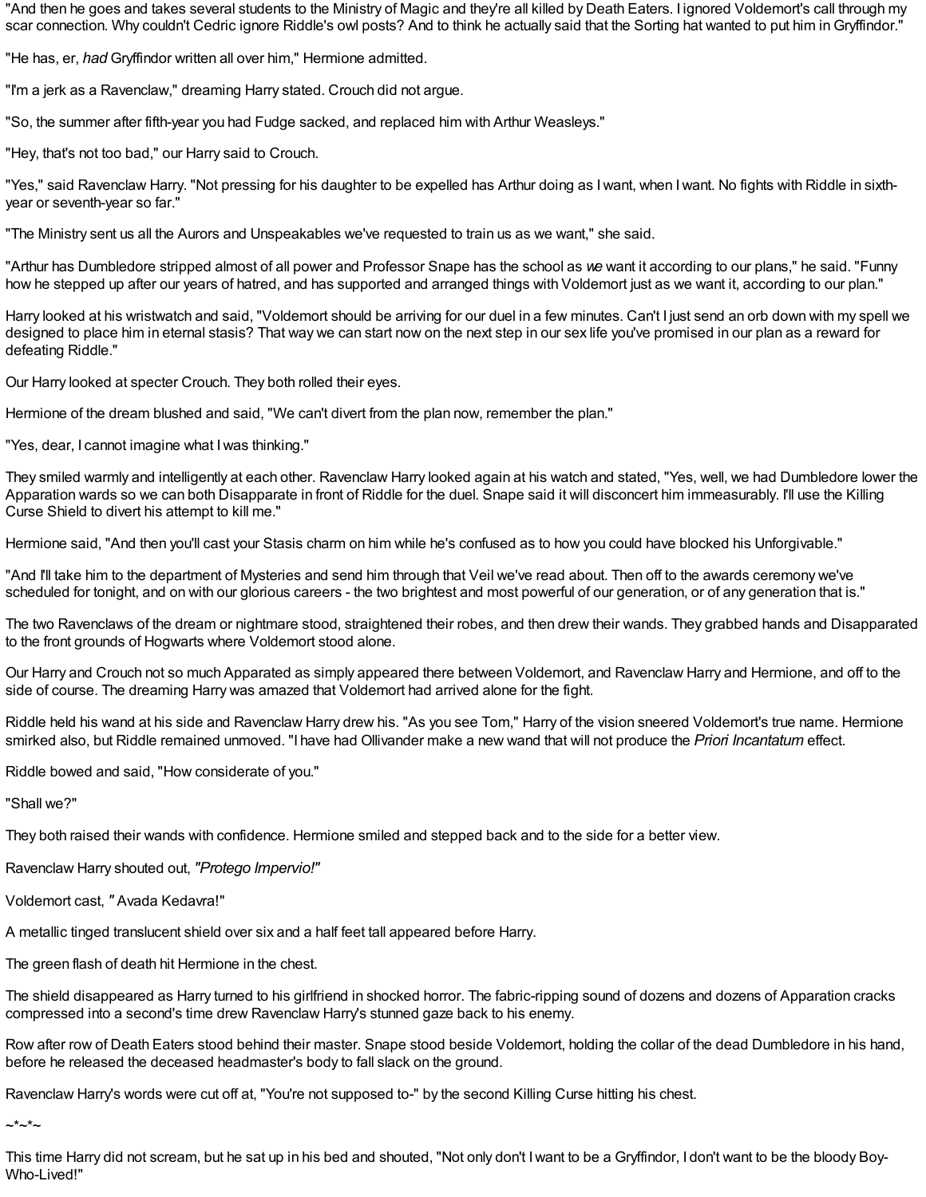"And then he goes and takes several students to the Ministry of Magic and they're all killed by Death Eaters. I ignored Voldemort's call through my scar connection. Why couldn't Cedric ignore Riddle's owl posts? And to think he actually said that the Sorting hat wanted to put him in Gryffindor."

"He has, er, *had* Gryffindor written all over him," Hermione admitted.

"I'm a jerk as a Ravenclaw," dreaming Harry stated. Crouch did not argue.

"So, the summer after fifth-year you had Fudge sacked, and replaced him with Arthur Weasleys."

"Hey, that's not too bad," our Harry said to Crouch.

"Yes," said Ravenclaw Harry. "Not pressing for his daughter to be expelled has Arthur doing as I want, when I want. No fights with Riddle in sixth-year or seventh-year so far."

"The Ministry sent us all the Aurors and Unspeakables we've requested to train us as we want," she said.

"Arthur has Dumbledore stripped almost of all power and Professor Snape has the school as *we* want it according to our plans," he said. "Funny how he stepped up after our years of hatred, and has supported and arranged things with Voldemort just as we want it, according to our plan."

Harry looked at his wristwatch and said, "Voldemort should be arriving for our duel in a few minutes. Can't I just send an orb down with my spell we designed to place him in eternal stasis? That way we can start now on the next step in our sex life you've promised in our plan as a reward for defeating Riddle."

Our Harry looked at specter Crouch. They both rolled their eyes.

Hermione of the dream blushed and said, "We can't divert from the plan now, remember the plan."

"Yes, dear, I cannot imagine what I was thinking."

They smiled warmly and intelligently at each other. Ravenclaw Harry looked again at his watch and stated, "Yes, well, we had Dumbledore lower the Apparation wards so we can both Disapparate in front of Riddle for the duel. Snape said it will disconcert him immeasurably. I'll use the Killing Curse Shield to divert his attempt to kill me."

Hermione said, "And then you'll cast your Stasis charm on him while he's confused as to how you could have blocked his Unforgivable."

"And I'll take him to the department of Mysteries and send him through that Veil we've read about. Then off to the awards ceremony we've scheduled for tonight, and on with our glorious careers - the two brightest and most powerful of our generation, or of any generation that is."

The two Ravenclaws of the dream or nightmare stood, straightened their robes, and then drew their wands. They grabbed hands and Disapparated to the front grounds of Hogwarts where Voldemort stood alone.

Our Harry and Crouch not so much Apparated as simply appeared there between Voldemort, and Ravenclaw Harry and Hermione, and off to the side of course. The dreaming Harry was amazed that Voldemort had arrived alone for the fight.

Riddle held his wand at his side and Ravenclaw Harry drew his. "As you see Tom," Harry of the vision sneered Voldemort's true name. Hermione smirked also, but Riddle remained unmoved. "I have had Ollivander make a new wand that will not produce the *Priori Incantatum* effect.

Riddle bowed and said, "How considerate of you."

"Shall we?"

They both raised their wands with confidence. Hermione smiled and stepped back and to the side for a better view.

Ravenclaw Harry shouted out, *"Protego Impervio!"*

Voldemort cast, *"* Avada Kedavra!"

A metallic tinged translucent shield over six and a half feet tall appeared before Harry.

The green flash of death hit Hermione in the chest.

The shield disappeared as Harry turned to his girlfriend in shocked horror. The fabric-ripping sound of dozens and dozens of Apparation cracks compressed into a second's time drew Ravenclaw Harry's stunned gaze back to his enemy.

Row after row of Death Eaters stood behind their master. Snape stood beside Voldemort, holding the collar of the dead Dumbledore in his hand, before he released the deceased headmaster's body to fall slack on the ground.

Ravenclaw Harry's words were cut off at, "You're not supposed to-" by the second Killing Curse hitting his chest.

~*~*~

This time Harry did not scream, but he sat up in his bed and shouted, "Not only don't I want to be a Gryffindor, I don't want to be the bloody Boy-Who-Lived!"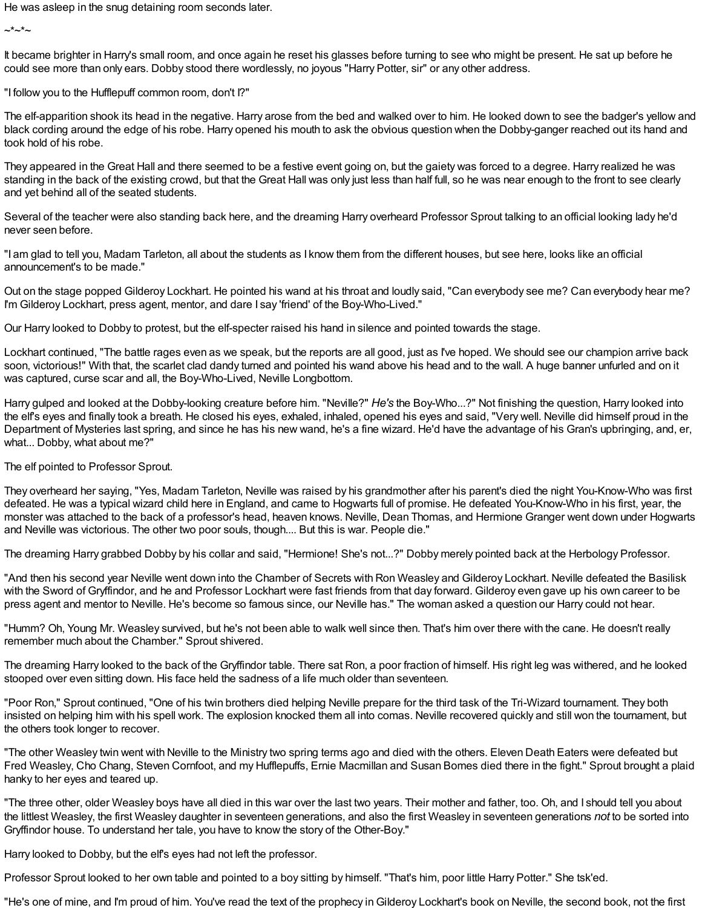He was asleep in the snug detaining room seconds later.

~*~*~

It became brighter in Harry's small room, and once again he reset his glasses before turning to see who might be present. He sat up before he could see more than only ears. Dobby stood there wordlessly, no joyous "Harry Potter, sir" or any other address.

"I follow you to the Hufflepuff common room, don't I?"

The elf-apparition shook its head in the negative. Harry arose from the bed and walked over to him. He looked down to see the badger's yellow and black cording around the edge of his robe. Harry opened his mouth to ask the obvious question when the Dobby-ganger reached out its hand and took hold of his robe.

They appeared in the Great Hall and there seemed to be a festive event going on, but the gaiety was forced to a degree. Harry realized he was standing in the back of the existing crowd, but that the Great Hall was only just less than half full, so he was near enough to the front to see clearly and yet behind all of the seated students.

Several of the teacher were also standing back here, and the dreaming Harry overheard Professor Sprout talking to an official looking lady he'd never seen before.

"I am glad to tell you, Madam Tarleton, all about the students as I know them from the different houses, but see here, looks like an official announcement's to be made."

Out on the stage popped Gilderoy Lockhart. He pointed his wand at his throat and loudly said, "Can everybody see me? Can everybody hear me? I'm Gilderoy Lockhart, press agent, mentor, and dare I say 'friend' of the Boy-Who-Lived."

Our Harry looked to Dobby to protest, but the elf-specter raised his hand in silence and pointed towards the stage.

Lockhart continued, "The battle rages even as we speak, but the reports are all good, just as I've hoped. We should see our champion arrive back soon, victorious!" With that, the scarlet clad dandy turned and pointed his wand above his head and to the wall. A huge banner unfurled and on it was captured, curse scar and all, the Boy-Who-Lived, Neville Longbottom.

Harry gulped and looked at the Dobby-looking creature before him. "Neville?" *He's* the Boy-Who...?" Not finishing the question, Harry looked into the elf's eyes and finally took a breath. He closed his eyes, exhaled, inhaled, opened his eyes and said, "Very well. Neville did himself proud in the Department of Mysteries last spring, and since he has his new wand, he's a fine wizard. He'd have the advantage of his Gran's upbringing, and, er, what... Dobby, what about me?"

The elf pointed to Professor Sprout.

They overheard her saying, "Yes, Madam Tarleton, Neville was raised by his grandmother after his parent's died the night You-Know-Who was first defeated. He was a typical wizard child here in England, and came to Hogwarts full of promise. He defeated You-Know-Who in his first, year, the monster was attached to the back of a professor's head, heaven knows. Neville, Dean Thomas, and Hermione Granger went down under Hogwarts and Neville was victorious. The other two poor souls, though.... But this is war. People die."

The dreaming Harry grabbed Dobby by his collar and said, "Hermione! She's not...?" Dobby merely pointed back at the Herbology Professor.

"And then his second year Neville went down into the Chamber of Secrets with Ron Weasley and Gilderoy Lockhart. Neville defeated the Basilisk with the Sword of Gryffindor, and he and Professor Lockhart were fast friends from that day forward. Gilderoy even gave up his own career to be press agent and mentor to Neville. He's become so famous since, our Neville has." The woman asked a question our Harry could not hear.

"Humm? Oh, Young Mr. Weasley survived, but he's not been able to walk well since then. That's him over there with the cane. He doesn't really remember much about the Chamber." Sprout shivered.

The dreaming Harry looked to the back of the Gryffindor table. There sat Ron, a poor fraction of himself. His right leg was withered, and he looked stooped over even sitting down. His face held the sadness of a life much older than seventeen.

"Poor Ron," Sprout continued, "One of his twin brothers died helping Neville prepare for the third task of the Tri-Wizard tournament. They both insisted on helping him with his spell work. The explosion knocked them all into comas. Neville recovered quickly and still won the tournament, but the others took longer to recover.

"The other Weasley twin went with Neville to the Ministry two spring terms ago and died with the others. Eleven Death Eaters were defeated but Fred Weasley, Cho Chang, Steven Cornfoot, and my Hufflepuffs, Ernie Macmillan and Susan Bomes died there in the fight." Sprout brought a plaid hanky to her eyes and teared up.

"The three other, older Weasley boys have all died in this war over the last two years. Their mother and father, too. Oh, and I should tell you about the littlest Weasley, the first Weasley daughter in seventeen generations, and also the first Weasley in seventeen generations *not* to be sorted into Gryffindor house. To understand her tale, you have to know the story of the Other-Boy."

Harry looked to Dobby, but the elf's eyes had not left the professor.

Professor Sprout looked to her own table and pointed to a boy sitting by himself. "That's him, poor little Harry Potter." She tsk'ed.

"He's one of mine, and I'm proud of him. You've read the text of the prophecy in Gilderoy Lockhart's book on Neville, the second book, not the first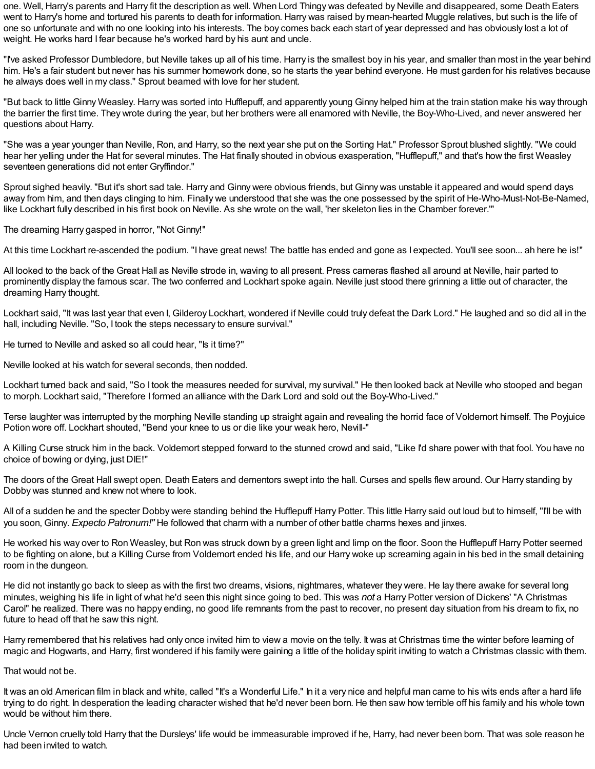one. Well, Harry's parents and Harry fit the description as well. When Lord Thingy was defeated by Neville and disappeared, some Death Eaters went to Harry's home and tortured his parents to death for information. Harry was raised by mean-hearted Muggle relatives, but such is the life of one so unfortunate and with no one looking into his interests. The boy comes back each start of year depressed and has obviously lost a lot of weight. He works hard I fear because he's worked hard by his aunt and uncle.

"I've asked Professor Dumbledore, but Neville takes up all of his time. Harry is the smallest boy in his year, and smaller than most in the year behind him. He's a fair student but never has his summer homework done, so he starts the year behind everyone. He must garden for his relatives because he always does well in my class." Sprout beamed with love for her student.

"But back to little Ginny Weasley. Harry was sorted into Hufflepuff, and apparently young Ginny helped him at the train station make his way through the barrier the first time. They wrote during the year, but her brothers were all enamored with Neville, the Boy-Who-Lived, and never answered her questions about Harry.

"She was a year younger than Neville, Ron, and Harry, so the next year she put on the Sorting Hat." Professor Sprout blushed slightly. "We could hear her yelling under the Hat for several minutes. The Hat finally shouted in obvious exasperation, "Hufflepuff," and that's how the first Weasley seventeen generations did not enter Gryffindor."

Sprout sighed heavily. "But it's short sad tale. Harry and Ginny were obvious friends, but Ginny was unstable it appeared and would spend days away from him, and then days clinging to him. Finally we understood that she was the one possessed by the spirit of He-Who-Must-Not-Be-Named, like Lockhart fully described in his first book on Neville. As she wrote on the wall, 'her skeleton lies in the Chamber forever.'"

The dreaming Harry gasped in horror, "Not Ginny!"

At this time Lockhart re-ascended the podium. "I have great news! The battle has ended and gone as I expected. You'll see soon... ah here he is!"

All looked to the back of the Great Hall as Neville strode in, waving to all present. Press cameras flashed all around at Neville, hair parted to prominently display the famous scar. The two conferred and Lockhart spoke again. Neville just stood there grinning a little out of character, the dreaming Harry thought.

Lockhart said, "It was last year that even I, Gilderoy Lockhart, wondered if Neville could truly defeat the Dark Lord." He laughed and so did all in the hall, including Neville. "So, I took the steps necessary to ensure survival."

He turned to Neville and asked so all could hear, "Is it time?"

Neville looked at his watch for several seconds, then nodded.

Lockhart turned back and said, "So I took the measures needed for survival, my survival." He then looked back at Neville who stooped and began to morph. Lockhart said, "Therefore I formed an alliance with the Dark Lord and sold out the Boy-Who-Lived."

Terse laughter was interrupted by the morphing Neville standing up straight again and revealing the horrid face of Voldemort himself. The Poyjuice Potion wore off. Lockhart shouted, "Bend your knee to us or die like your weak hero, Nevill-"

A Killing Curse struck him in the back. Voldemort stepped forward to the stunned crowd and said, "Like I'd share power with that fool. You have no choice of bowing or dying, just DIE!"

The doors of the Great Hall swept open. Death Eaters and dementors swept into the hall. Curses and spells flew around. Our Harry standing by Dobby was stunned and knew not where to look.

All of a sudden he and the specter Dobby were standing behind the Hufflepuff Harry Potter. This little Harry said out loud but to himself, "I'll be with you soon, Ginny. *Expecto Patronum!"* He followed that charm with a number of other battle charms hexes and jinxes.

He worked his way over to Ron Weasley, but Ron was struck down by a green light and limp on the floor. Soon the Hufflepuff Harry Potter seemed to be fighting on alone, but a Killing Curse from Voldemort ended his life, and our Harry woke up screaming again in his bed in the small detaining room in the dungeon.

He did not instantly go back to sleep as with the first two dreams, visions, nightmares, whatever they were. He lay there awake for several long minutes, weighing his life in light of what he'd seen this night since going to bed. This was *not* a Harry Potter version of Dickens' "A Christmas Carol" he realized. There was no happy ending, no good life remnants from the past to recover, no present day situation from his dream to fix, no future to head off that he saw this night.

Harry remembered that his relatives had only once invited him to view a movie on the telly. It was at Christmas time the winter before learning of magic and Hogwarts, and Harry, first wondered if his family were gaining a little of the holiday spirit inviting to watch a Christmas classic with them.

That would not be.

It was an old American film in black and white, called "It's a Wonderful Life." In it a very nice and helpful man came to his wits ends after a hard life trying to do right. In desperation the leading character wished that he'd never been born. He then saw how terrible off his family and his whole town would be without him there.

Uncle Vernon cruelly told Harry that the Dursleys' life would be immeasurable improved if he, Harry, had never been born. That was sole reason he had been invited to watch.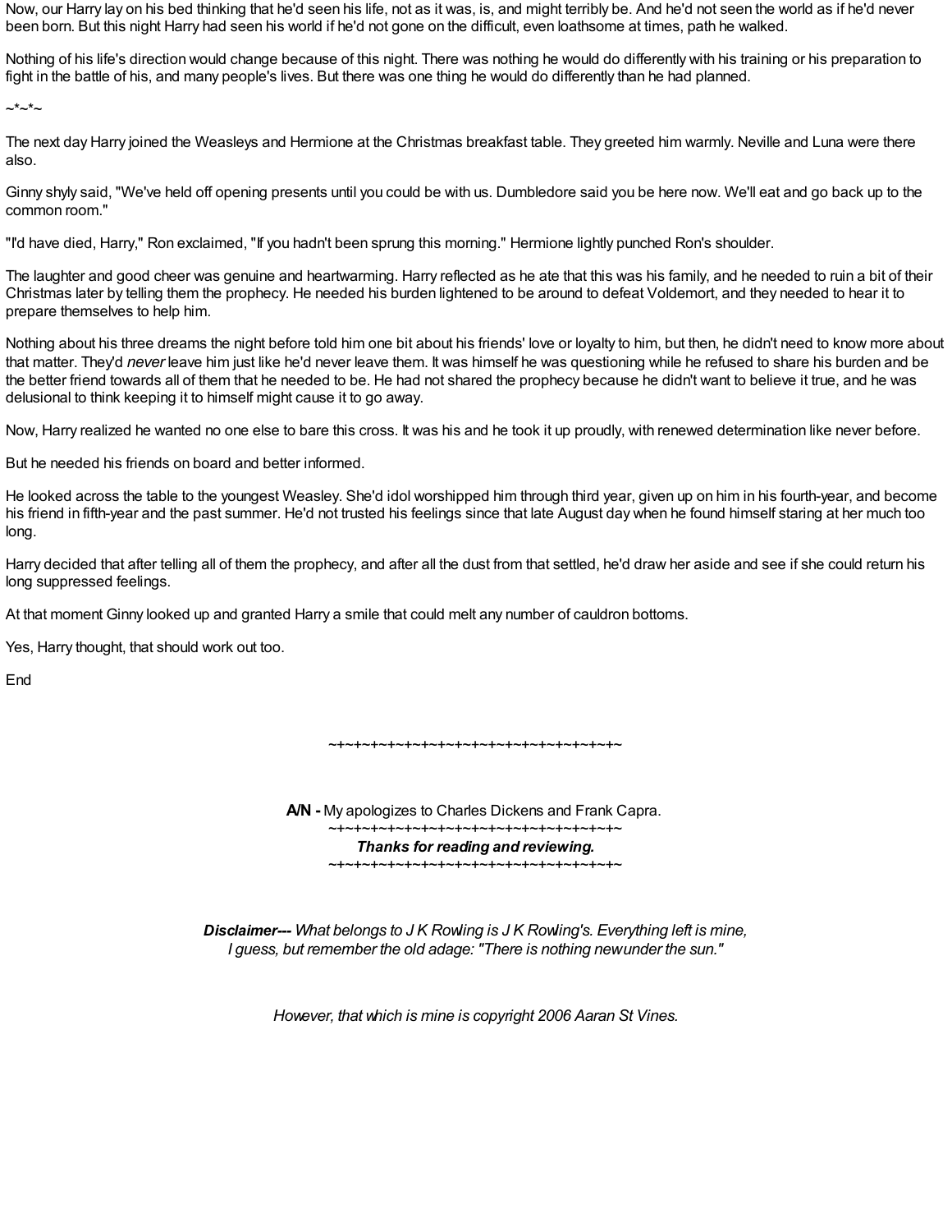Now, our Harry lay on his bed thinking that he'd seen his life, not as it was, is, and might terribly be. And he'd not seen the world as if he'd never been born. But this night Harry had seen his world if he'd not gone on the difficult, even loathsome at times, path he walked.

Nothing of his life's direction would change because of this night. There was nothing he would do differently with his training or his preparation to fight in the battle of his, and many people's lives. But there was one thing he would do differently than he had planned.

~*~*~

The next day Harry joined the Weasleys and Hermione at the Christmas breakfast table. They greeted him warmly. Neville and Luna were there also.

Ginny shyly said, "We've held off opening presents until you could be with us. Dumbledore said you be here now. We'll eat and go back up to the common room."

"I'd have died, Harry," Ron exclaimed, "If you hadn't been sprung this morning." Hermione lightly punched Ron's shoulder.

The laughter and good cheer was genuine and heartwarming. Harry reflected as he ate that this was his family, and he needed to ruin a bit of their Christmas later by telling them the prophecy. He needed his burden lightened to be around to defeat Voldemort, and they needed to hear it to prepare themselves to help him.

Nothing about his three dreams the night before told him one bit about his friends' love or loyalty to him, but then, he didn't need to know more about that matter. They'd *never* leave him just like he'd never leave them. It was himself he was questioning while he refused to share his burden and be the better friend towards all of them that he needed to be. He had not shared the prophecy because he didn't want to believe it true, and he was delusional to think keeping it to himself might cause it to go away.

Now, Harry realized he wanted no one else to bare this cross. It was his and he took it up proudly, with renewed determination like never before.

But he needed his friends on board and better informed.

He looked across the table to the youngest Weasley. She'd idol worshipped him through third year, given up on him in his fourth-year, and become his friend in fifth-year and the past summer. He'd not trusted his feelings since that late August day when he found himself staring at her much too long.

Harry decided that after telling all of them the prophecy, and after all the dust from that settled, he'd draw her aside and see if she could return his long suppressed feelings.

At that moment Ginny looked up and granted Harry a smile that could melt any number of cauldron bottoms.

Yes, Harry thought, that should work out too.

End

~+~+~+~+~+~+~+~+~+~+~+~+~+~+~+~+~+~

**A/N -** My apologizes to Charles Dickens and Frank Capra.

~+~+~+~+~+~+~+~+~+~+~+~+~+~+~+~+~+~

***Thanks for reading and reviewing.***

~+~+~+~+~+~+~+~+~+~+~+~+~+~+~+~+~+~

***Disclaimer---*** *What belongs to J K Rowling is J K Rowling's. Everything left is mine, I guess, but remember the old adage: "There is nothing new under the sun."*

*However, that which is mine is copyright 2006 Aaran St Vines.*